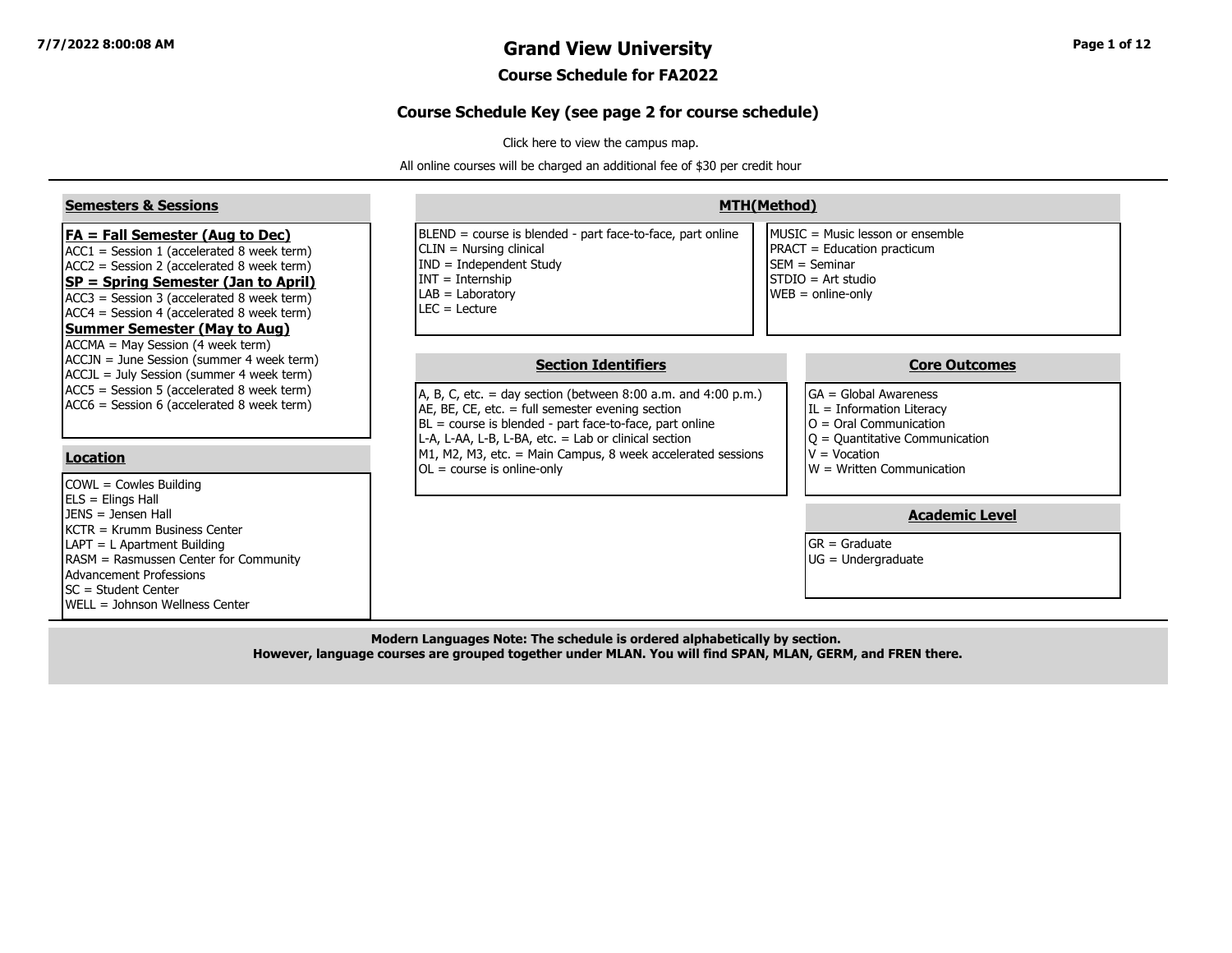# Grand View University

## Course Schedule for FA2022

### Course Schedule Key (see page 2 for course schedule)

Click here to view the campus map.

All online courses will be charged an additional fee of $30 per credit hour

#### Semesters & Sessions

**FA = Fall Semester (Aug to Dec)**
ACC1 = Session 1 (accelerated 8 week term)
ACC2 = Session 2 (accelerated 8 week term)

**SP = Spring Semester (Jan to April)**
ACC3 = Session 3 (accelerated 8 week term)
ACC4 = Session 4 (accelerated 8 week term)

**Summer Semester (May to Aug)**
ACCMA = May Session (4 week term)
ACCJN = June Session (summer 4 week term)
ACCJL = July Session (summer 4 week term)
ACC5 = Session 5 (accelerated 8 week term)
ACC6 = Session 6 (accelerated 8 week term)

#### Location

COWL = Cowles Building
ELS = Elings Hall
JENS = Jensen Hall
KCTR = Krumm Business Center
LAPT = L Apartment Building
RASM = Rasmussen Center for Community Advancement Professions
SC = Student Center
WELL = Johnson Wellness Center

#### MTH(Method)

BLEND = course is blended - part face-to-face, part online
CLIN = Nursing clinical
IND = Independent Study
INT = Internship
LAB = Laboratory
LEC = Lecture
MUSIC = Music lesson or ensemble
PRACT = Education practicum
SEM = Seminar
STDIO = Art studio
WEB = online-only

#### Section Identifiers

A, B, C, etc. = day section (between 8:00 a.m. and 4:00 p.m.)
AE, BE, CE, etc. = full semester evening section
BL = course is blended - part face-to-face, part online
L-A, L-AA, L-B, L-BA, etc. = Lab or clinical section
M1, M2, M3, etc. = Main Campus, 8 week accelerated sessions
OL = course is online-only

#### Core Outcomes

GA = Global Awareness
IL = Information Literacy
O = Oral Communication
Q = Quantitative Communication
V = Vocation
W = Written Communication

#### Academic Level

GR = Graduate
UG = Undergraduate

**Modern Languages Note: The schedule is ordered alphabetically by section.**
**However, language courses are grouped together under MLAN. You will find SPAN, MLAN, GERM, and FREN there.**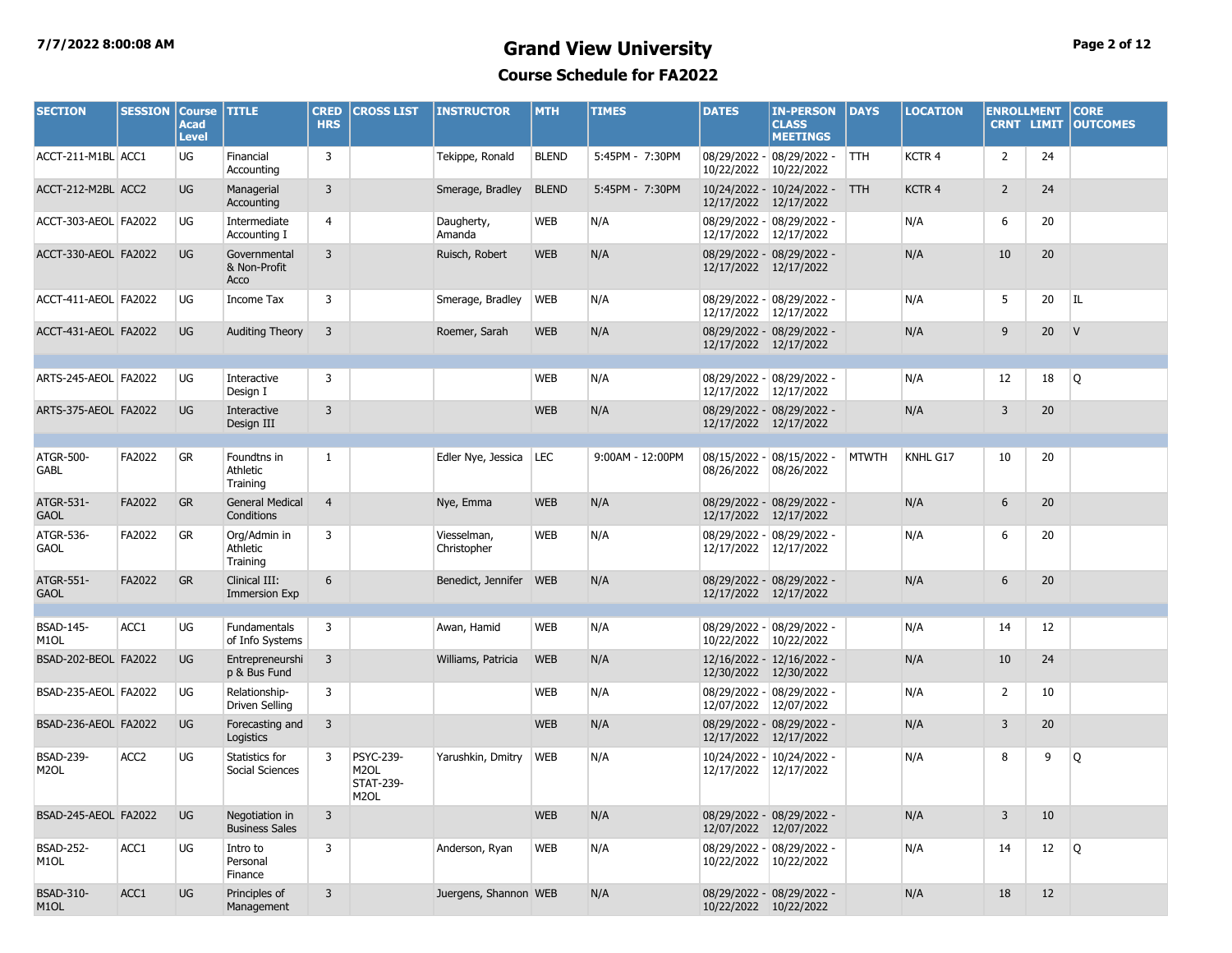# Grand View University

## Course Schedule for FA2022

7/7/2022 8:00:08 AM

| SECTION | SESSION | Course Acad Level | TITLE | CRED HRS | CROSS LIST | INSTRUCTOR | MTH | TIMES | DATES | IN-PERSON CLASS MEETINGS | DAYS | LOCATION | ENROLLMENT CRNT | ENROLLMENT LIMIT | CORE OUTCOMES |
|---|---|---|---|---|---|---|---|---|---|---|---|---|---|---|---|
| ACCT-211-M1BL | ACC1 | UG | Financial Accounting | 3 | | Tekippe, Ronald | BLEND | 5:45PM - 7:30PM | 08/29/2022 - 10/22/2022 | 08/29/2022 - 10/22/2022 | TTH | KCTR 4 | 2 | 24 | |
| ACCT-212-M2BL | ACC2 | UG | Managerial Accounting | 3 | | Smerage, Bradley | BLEND | 5:45PM - 7:30PM | 10/24/2022 - 12/17/2022 | 10/24/2022 - 12/17/2022 | TTH | KCTR 4 | 2 | 24 | |
| ACCT-303-AEOL | FA2022 | UG | Intermediate Accounting I | 4 | | Daugherty, Amanda | WEB | N/A | 08/29/2022 - 12/17/2022 | 08/29/2022 - 12/17/2022 | | N/A | 6 | 20 | |
| ACCT-330-AEOL | FA2022 | UG | Governmental & Non-Profit Acco | 3 | | Ruisch, Robert | WEB | N/A | 08/29/2022 - 12/17/2022 | 08/29/2022 - 12/17/2022 | | N/A | 10 | 20 | |
| ACCT-411-AEOL | FA2022 | UG | Income Tax | 3 | | Smerage, Bradley | WEB | N/A | 08/29/2022 - 12/17/2022 | 08/29/2022 - 12/17/2022 | | N/A | 5 | 20 | IL |
| ACCT-431-AEOL | FA2022 | UG | Auditing Theory | 3 | | Roemer, Sarah | WEB | N/A | 08/29/2022 - 12/17/2022 | 08/29/2022 - 12/17/2022 | | N/A | 9 | 20 | V |
| | | | | | | | | | | | | | | | |
| ARTS-245-AEOL | FA2022 | UG | Interactive Design I | 3 | | | WEB | N/A | 08/29/2022 - 12/17/2022 | 08/29/2022 - 12/17/2022 | | N/A | 12 | 18 | Q |
| ARTS-375-AEOL | FA2022 | UG | Interactive Design III | 3 | | | WEB | N/A | 08/29/2022 - 12/17/2022 | 08/29/2022 - 12/17/2022 | | N/A | 3 | 20 | |
| | | | | | | | | | | | | | | | |
| ATGR-500-GABL | FA2022 | GR | Foundtns in Athletic Training | 1 | | Edler Nye, Jessica | LEC | 9:00AM - 12:00PM | 08/15/2022 - 08/26/2022 | 08/15/2022 - 08/26/2022 | MTWTH | KNHL G17 | 10 | 20 | |
| ATGR-531-GAOL | FA2022 | GR | General Medical Conditions | 4 | | Nye, Emma | WEB | N/A | 08/29/2022 - 12/17/2022 | 08/29/2022 - 12/17/2022 | | N/A | 6 | 20 | |
| ATGR-536-GAOL | FA2022 | GR | Org/Admin in Athletic Training | 3 | | Viesselman, Christopher | WEB | N/A | 08/29/2022 - 12/17/2022 | 08/29/2022 - 12/17/2022 | | N/A | 6 | 20 | |
| ATGR-551-GAOL | FA2022 | GR | Clinical III: Immersion Exp | 6 | | Benedict, Jennifer | WEB | N/A | 08/29/2022 - 12/17/2022 | 08/29/2022 - 12/17/2022 | | N/A | 6 | 20 | |
| | | | | | | | | | | | | | | | |
| BSAD-145-M1OL | ACC1 | UG | Fundamentals of Info Systems | 3 | | Awan, Hamid | WEB | N/A | 08/29/2022 - 10/22/2022 | 08/29/2022 - 10/22/2022 | | N/A | 14 | 12 | |
| BSAD-202-BEOL | FA2022 | UG | Entrepreneurship & Bus Fund | 3 | | Williams, Patricia | WEB | N/A | 12/16/2022 - 12/30/2022 | 12/16/2022 - 12/30/2022 | | N/A | 10 | 24 | |
| BSAD-235-AEOL | FA2022 | UG | Relationship-Driven Selling | 3 | | | WEB | N/A | 08/29/2022 - 12/07/2022 | 08/29/2022 - 12/07/2022 | | N/A | 2 | 10 | |
| BSAD-236-AEOL | FA2022 | UG | Forecasting and Logistics | 3 | | | WEB | N/A | 08/29/2022 - 12/17/2022 | 08/29/2022 - 12/17/2022 | | N/A | 3 | 20 | |
| BSAD-239-M2OL | ACC2 | UG | Statistics for Social Sciences | 3 | PSYC-239-M2OL STAT-239-M2OL | Yarushkin, Dmitry | WEB | N/A | 10/24/2022 - 12/17/2022 | 10/24/2022 - 12/17/2022 | | N/A | 8 | 9 | Q |
| BSAD-245-AEOL | FA2022 | UG | Negotiation in Business Sales | 3 | | | WEB | N/A | 08/29/2022 - 12/07/2022 | 08/29/2022 - 12/07/2022 | | N/A | 3 | 10 | |
| BSAD-252-M1OL | ACC1 | UG | Intro to Personal Finance | 3 | | Anderson, Ryan | WEB | N/A | 08/29/2022 - 10/22/2022 | 08/29/2022 - 10/22/2022 | | N/A | 14 | 12 | Q |
| BSAD-310-M1OL | ACC1 | UG | Principles of Management | 3 | | Juergens, Shannon | WEB | N/A | 08/29/2022 - 10/22/2022 | 08/29/2022 - 10/22/2022 | | N/A | 18 | 12 | |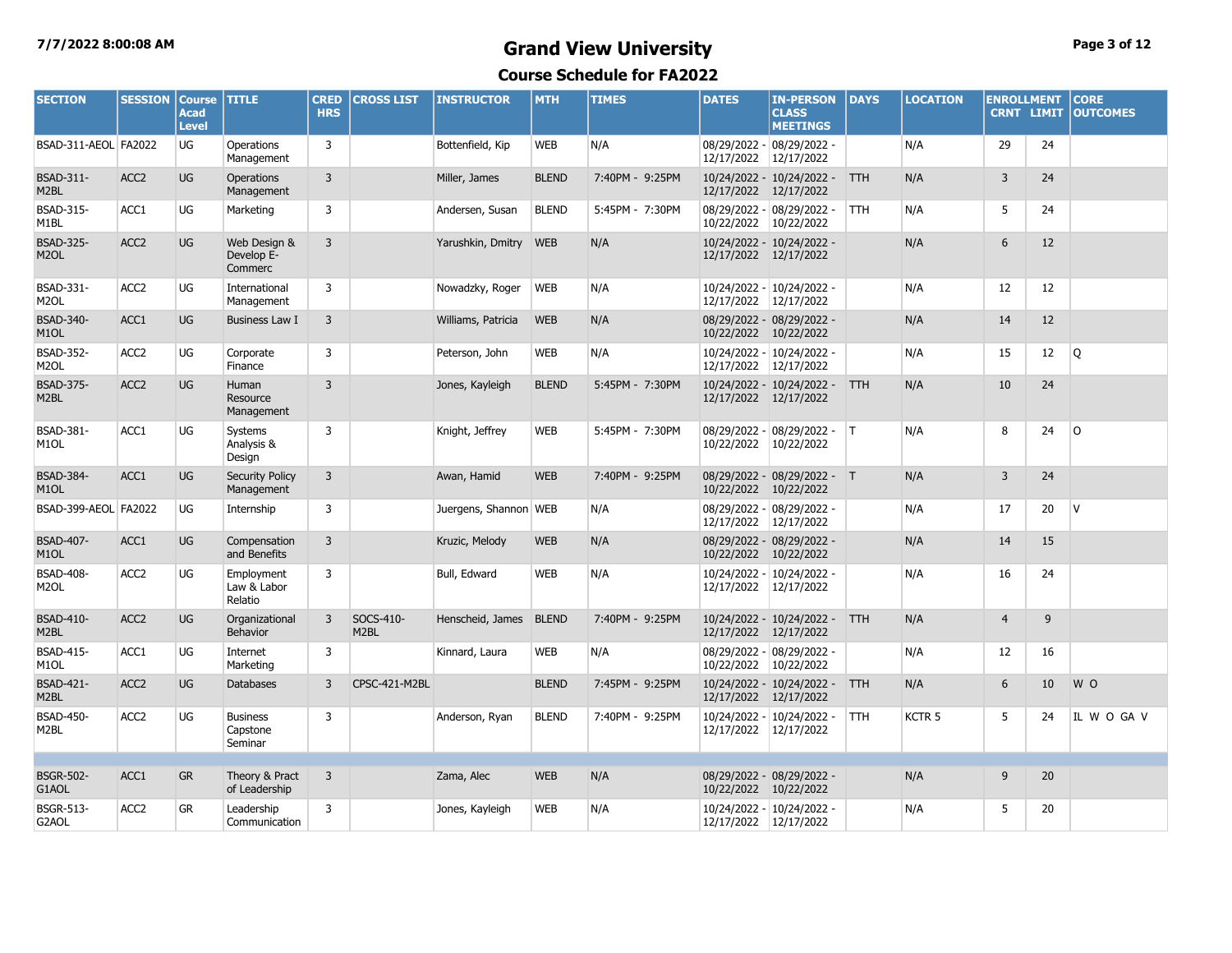# Grand View University

## Course Schedule for FA2022

| SECTION | SESSION | Course Acad Level | TITLE | CRED HRS | CROSS LIST | INSTRUCTOR | MTH | TIMES | DATES | IN-PERSON CLASS MEETINGS | DAYS | LOCATION | ENROLLMENT CRNT | LIMIT | CORE OUTCOMES |
|---|---|---|---|---|---|---|---|---|---|---|---|---|---|---|---|
| BSAD-311-AEOL | FA2022 | UG | Operations Management | 3 | | Bottenfield, Kip | WEB | N/A | 08/29/2022 - 12/17/2022 | 08/29/2022 - 12/17/2022 | | N/A | 29 | 24 | |
| BSAD-311-M2BL | ACC2 | UG | Operations Management | 3 | | Miller, James | BLEND | 7:40PM - 9:25PM | 10/24/2022 - 12/17/2022 | 10/24/2022 - 12/17/2022 | TTH | N/A | 3 | 24 | |
| BSAD-315-M1BL | ACC1 | UG | Marketing | 3 | | Andersen, Susan | BLEND | 5:45PM - 7:30PM | 08/29/2022 - 10/22/2022 | 08/29/2022 - 10/22/2022 | TTH | N/A | 5 | 24 | |
| BSAD-325-M2OL | ACC2 | UG | Web Design & Develop E-Commerc | 3 | | Yarushkin, Dmitry | WEB | N/A | 10/24/2022 - 12/17/2022 | 10/24/2022 - 12/17/2022 | | N/A | 6 | 12 | |
| BSAD-331-M2OL | ACC2 | UG | International Management | 3 | | Nowadzky, Roger | WEB | N/A | 10/24/2022 - 12/17/2022 | 10/24/2022 - 12/17/2022 | | N/A | 12 | 12 | |
| BSAD-340-M1OL | ACC1 | UG | Business Law I | 3 | | Williams, Patricia | WEB | N/A | 08/29/2022 - 10/22/2022 | 08/29/2022 - 10/22/2022 | | N/A | 14 | 12 | |
| BSAD-352-M2OL | ACC2 | UG | Corporate Finance | 3 | | Peterson, John | WEB | N/A | 10/24/2022 - 12/17/2022 | 10/24/2022 - 12/17/2022 | | N/A | 15 | 12 | Q |
| BSAD-375-M2BL | ACC2 | UG | Human Resource Management | 3 | | Jones, Kayleigh | BLEND | 5:45PM - 7:30PM | 10/24/2022 - 12/17/2022 | 10/24/2022 - 12/17/2022 | TTH | N/A | 10 | 24 | |
| BSAD-381-M1OL | ACC1 | UG | Systems Analysis & Design | 3 | | Knight, Jeffrey | WEB | 5:45PM - 7:30PM | 08/29/2022 - 10/22/2022 | 08/29/2022 - 10/22/2022 | T | N/A | 8 | 24 | O |
| BSAD-384-M1OL | ACC1 | UG | Security Policy Management | 3 | | Awan, Hamid | WEB | 7:40PM - 9:25PM | 08/29/2022 - 10/22/2022 | 08/29/2022 - 10/22/2022 | T | N/A | 3 | 24 | |
| BSAD-399-AEOL | FA2022 | UG | Internship | 3 | | Juergens, Shannon | WEB | N/A | 08/29/2022 - 12/17/2022 | 08/29/2022 - 12/17/2022 | | N/A | 17 | 20 | V |
| BSAD-407-M1OL | ACC1 | UG | Compensation and Benefits | 3 | | Kruzic, Melody | WEB | N/A | 08/29/2022 - 10/22/2022 | 08/29/2022 - 10/22/2022 | | N/A | 14 | 15 | |
| BSAD-408-M2OL | ACC2 | UG | Employment Law & Labor Relatio | 3 | | Bull, Edward | WEB | N/A | 10/24/2022 - 12/17/2022 | 10/24/2022 - 12/17/2022 | | N/A | 16 | 24 | |
| BSAD-410-M2BL | ACC2 | UG | Organizational Behavior | 3 | SOCS-410-M2BL | Henscheid, James | BLEND | 7:40PM - 9:25PM | 10/24/2022 - 12/17/2022 | 10/24/2022 - 12/17/2022 | TTH | N/A | 4 | 9 | |
| BSAD-415-M1OL | ACC1 | UG | Internet Marketing | 3 | | Kinnard, Laura | WEB | N/A | 08/29/2022 - 10/22/2022 | 08/29/2022 - 10/22/2022 | | N/A | 12 | 16 | |
| BSAD-421-M2BL | ACC2 | UG | Databases | 3 | CPSC-421-M2BL | | BLEND | 7:45PM - 9:25PM | 10/24/2022 - 12/17/2022 | 10/24/2022 - 12/17/2022 | TTH | N/A | 6 | 10 | W O |
| BSAD-450-M2BL | ACC2 | UG | Business Capstone Seminar | 3 | | Anderson, Ryan | BLEND | 7:40PM - 9:25PM | 10/24/2022 - 12/17/2022 | 10/24/2022 - 12/17/2022 | TTH | KCTR 5 | 5 | 24 | IL W O GA V |
| BSGR-502-G1AOL | ACC1 | GR | Theory & Pract of Leadership | 3 | | Zama, Alec | WEB | N/A | 08/29/2022 - 10/22/2022 | 08/29/2022 - 10/22/2022 | | N/A | 9 | 20 | |
| BSGR-513-G2AOL | ACC2 | GR | Leadership Communication | 3 | | Jones, Kayleigh | WEB | N/A | 10/24/2022 - 12/17/2022 | 10/24/2022 - 12/17/2022 | | N/A | 5 | 20 | |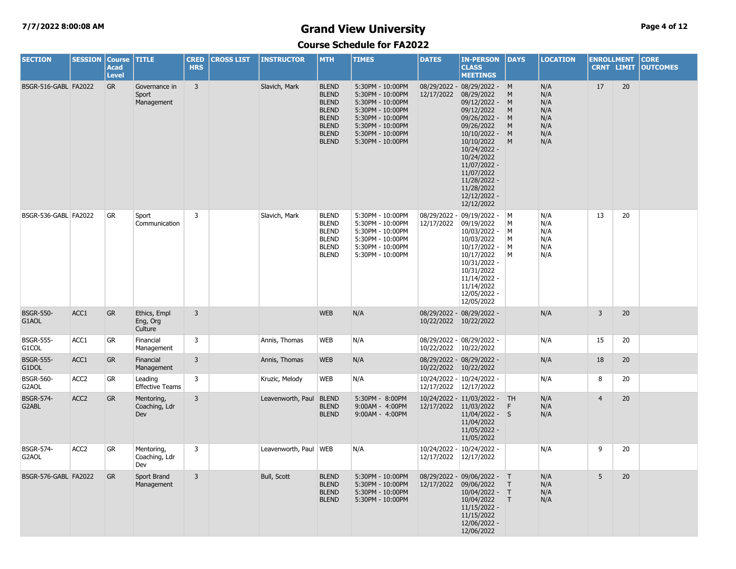# Grand View University

## Course Schedule for FA2022

| SECTION | SESSION | Course Acad Level | TITLE | CRED HRS | CROSS LIST | INSTRUCTOR | MTH | TIMES | DATES | IN-PERSON CLASS MEETINGS | DAYS | LOCATION | ENROLLMENT CRNT | ENROLLMENT LIMIT | CORE OUTCOMES |
|---|---|---|---|---|---|---|---|---|---|---|---|---|---|---|---|
| BSGR-516-GABL | FA2022 | GR | Governance in Sport Management | 3 | | Slavich, Mark | BLEND<br>BLEND<br>BLEND<br>BLEND<br>BLEND<br>BLEND<br>BLEND<br>BLEND | 5:30PM - 10:00PM<br>5:30PM - 10:00PM<br>5:30PM - 10:00PM<br>5:30PM - 10:00PM<br>5:30PM - 10:00PM<br>5:30PM - 10:00PM<br>5:30PM - 10:00PM<br>5:30PM - 10:00PM | 08/29/2022 - 12/17/2022 | 08/29/2022 - 08/29/2022<br>09/12/2022 - 09/12/2022<br>09/26/2022 - 09/26/2022<br>10/10/2022 - 10/10/2022<br>10/24/2022 - 10/24/2022<br>11/07/2022 - 11/07/2022<br>11/28/2022 - 11/28/2022<br>12/12/2022 - 12/12/2022 | M<br>M<br>M<br>M<br>M<br>M<br>M<br>M | N/A<br>N/A<br>N/A<br>N/A<br>N/A<br>N/A<br>N/A<br>N/A | 17 | 20 | |
| BSGR-536-GABL | FA2022 | GR | Sport Communication | 3 | | Slavich, Mark | BLEND<br>BLEND<br>BLEND<br>BLEND<br>BLEND<br>BLEND | 5:30PM - 10:00PM<br>5:30PM - 10:00PM<br>5:30PM - 10:00PM<br>5:30PM - 10:00PM<br>5:30PM - 10:00PM<br>5:30PM - 10:00PM | 08/29/2022 - 12/17/2022 | 09/19/2022 - 09/19/2022<br>10/03/2022 - 10/03/2022<br>10/17/2022 - 10/17/2022<br>10/31/2022 - 10/31/2022<br>11/14/2022 - 11/14/2022<br>12/05/2022 - 12/05/2022 | M<br>M<br>M<br>M<br>M<br>M | N/A<br>N/A<br>N/A<br>N/A<br>N/A<br>N/A | 13 | 20 | |
| BSGR-550-G1AOL | ACC1 | GR | Ethics, Empl Eng, Org Culture | 3 | | | WEB | N/A | 08/29/2022 - 10/22/2022 | 08/29/2022 - 10/22/2022 | | N/A | 3 | 20 | |
| BSGR-555-G1COL | ACC1 | GR | Financial Management | 3 | | Annis, Thomas | WEB | N/A | 08/29/2022 - 10/22/2022 | 08/29/2022 - 10/22/2022 | | N/A | 15 | 20 | |
| BSGR-555-G1DOL | ACC1 | GR | Financial Management | 3 | | Annis, Thomas | WEB | N/A | 08/29/2022 - 10/22/2022 | 08/29/2022 - 10/22/2022 | | N/A | 18 | 20 | |
| BSGR-560-G2AOL | ACC2 | GR | Leading Effective Teams | 3 | | Kruzic, Melody | WEB | N/A | 10/24/2022 - 12/17/2022 | 10/24/2022 - 12/17/2022 | | N/A | 8 | 20 | |
| BSGR-574-G2ABL | ACC2 | GR | Mentoring, Coaching, Ldr Dev | 3 | | Leavenworth, Paul | BLEND<br>BLEND<br>BLEND | 5:30PM - 8:00PM<br>9:00AM - 4:00PM<br>9:00AM - 4:00PM | 10/24/2022 - 12/17/2022 | 11/03/2022 - 11/03/2022<br>11/04/2022 - 11/04/2022<br>11/05/2022 - 11/05/2022 | TH<br>F<br>S | N/A<br>N/A<br>N/A | 4 | 20 | |
| BSGR-574-G2AOL | ACC2 | GR | Mentoring, Coaching, Ldr Dev | 3 | | Leavenworth, Paul | WEB | N/A | 10/24/2022 - 12/17/2022 | 10/24/2022 - 12/17/2022 | | N/A | 9 | 20 | |
| BSGR-576-GABL | FA2022 | GR | Sport Brand Management | 3 | | Bull, Scott | BLEND<br>BLEND<br>BLEND<br>BLEND | 5:30PM - 10:00PM<br>5:30PM - 10:00PM<br>5:30PM - 10:00PM<br>5:30PM - 10:00PM | 08/29/2022 - 12/17/2022 | 09/06/2022 - 09/06/2022<br>10/04/2022 - 10/04/2022<br>11/15/2022 - 11/15/2022<br>12/06/2022 - 12/06/2022 | T<br>T<br>T<br>T | N/A<br>N/A<br>N/A<br>N/A | 5 | 20 | |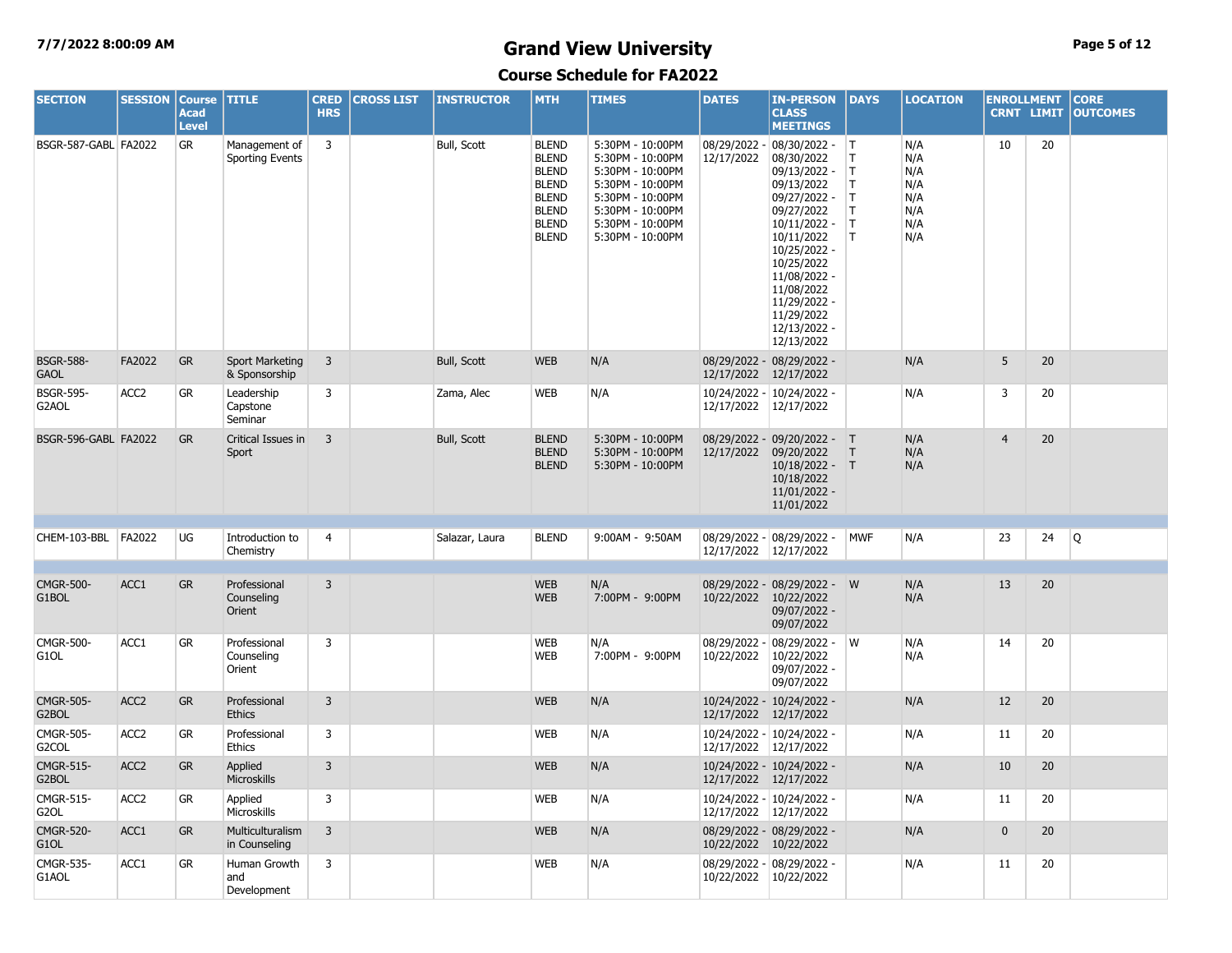# Grand View University

## Course Schedule for FA2022

| SECTION | SESSION | Course Acad Level | TITLE | CRED HRS | CROSS LIST | INSTRUCTOR | MTH | TIMES | DATES | IN-PERSON CLASS MEETINGS | DAYS | LOCATION | ENROLLMENT CRNT | LIMIT | CORE OUTCOMES |
|---|---|---|---|---|---|---|---|---|---|---|---|---|---|---|---|
| BSGR-587-GABL | FA2022 | GR | Management of Sporting Events | 3 | | Bull, Scott | BLEND BLEND BLEND BLEND BLEND BLEND BLEND BLEND | 5:30PM - 10:00PM 5:30PM - 10:00PM 5:30PM - 10:00PM 5:30PM - 10:00PM 5:30PM - 10:00PM 5:30PM - 10:00PM 5:30PM - 10:00PM 5:30PM - 10:00PM | 08/29/2022 - 12/17/2022 | 08/30/2022 - 08/30/2022 09/13/2022 - 09/13/2022 09/27/2022 - 09/27/2022 10/11/2022 - 10/11/2022 10/25/2022 - 10/25/2022 11/08/2022 - 11/08/2022 11/29/2022 - 11/29/2022 12/13/2022 - 12/13/2022 | T T T T T T T T | N/A N/A N/A N/A N/A N/A N/A N/A | 10 | 20 | |
| BSGR-588-GAOL | FA2022 | GR | Sport Marketing & Sponsorship | 3 | | Bull, Scott | WEB | N/A | 08/29/2022 - 12/17/2022 | 08/29/2022 - 12/17/2022 | | N/A | 5 | 20 | |
| BSGR-595-G2AOL | ACC2 | GR | Leadership Capstone Seminar | 3 | | Zama, Alec | WEB | N/A | 10/24/2022 - 12/17/2022 | 10/24/2022 - 12/17/2022 | | N/A | 3 | 20 | |
| BSGR-596-GABL | FA2022 | GR | Critical Issues in Sport | 3 | | Bull, Scott | BLEND BLEND BLEND | 5:30PM - 10:00PM 5:30PM - 10:00PM 5:30PM - 10:00PM | 08/29/2022 - 12/17/2022 | 09/20/2022 - 09/20/2022 10/18/2022 - 10/18/2022 11/01/2022 - 11/01/2022 | T T T | N/A N/A N/A | 4 | 20 | |
| | | | | | | | | | | | | | | | |
| CHEM-103-BBL | FA2022 | UG | Introduction to Chemistry | 4 | | Salazar, Laura | BLEND | 9:00AM - 9:50AM | 08/29/2022 - 12/17/2022 | 08/29/2022 - 12/17/2022 | MWF | N/A | 23 | 24 | Q |
| | | | | | | | | | | | | | | | |
| CMGR-500-G1BOL | ACC1 | GR | Professional Counseling Orient | 3 | | | WEB WEB | N/A 7:00PM - 9:00PM | 08/29/2022 - 10/22/2022 | 08/29/2022 - 10/22/2022 09/07/2022 - 09/07/2022 | W | N/A N/A | 13 | 20 | |
| CMGR-500-G1OL | ACC1 | GR | Professional Counseling Orient | 3 | | | WEB WEB | N/A 7:00PM - 9:00PM | 08/29/2022 - 10/22/2022 | 08/29/2022 - 10/22/2022 09/07/2022 - 09/07/2022 | W | N/A N/A | 14 | 20 | |
| CMGR-505-G2BOL | ACC2 | GR | Professional Ethics | 3 | | | WEB | N/A | 10/24/2022 - 12/17/2022 | 10/24/2022 - 12/17/2022 | | N/A | 12 | 20 | |
| CMGR-505-G2COL | ACC2 | GR | Professional Ethics | 3 | | | WEB | N/A | 10/24/2022 - 12/17/2022 | 10/24/2022 - 12/17/2022 | | N/A | 11 | 20 | |
| CMGR-515-G2BOL | ACC2 | GR | Applied Microskills | 3 | | | WEB | N/A | 10/24/2022 - 12/17/2022 | 10/24/2022 - 12/17/2022 | | N/A | 10 | 20 | |
| CMGR-515-G2OL | ACC2 | GR | Applied Microskills | 3 | | | WEB | N/A | 10/24/2022 - 12/17/2022 | 10/24/2022 - 12/17/2022 | | N/A | 11 | 20 | |
| CMGR-520-G1OL | ACC1 | GR | Multiculturalism in Counseling | 3 | | | WEB | N/A | 08/29/2022 - 10/22/2022 | 08/29/2022 - 10/22/2022 | | N/A | 0 | 20 | |
| CMGR-535-G1AOL | ACC1 | GR | Human Growth and Development | 3 | | | WEB | N/A | 08/29/2022 - 10/22/2022 | 08/29/2022 - 10/22/2022 | | N/A | 11 | 20 | |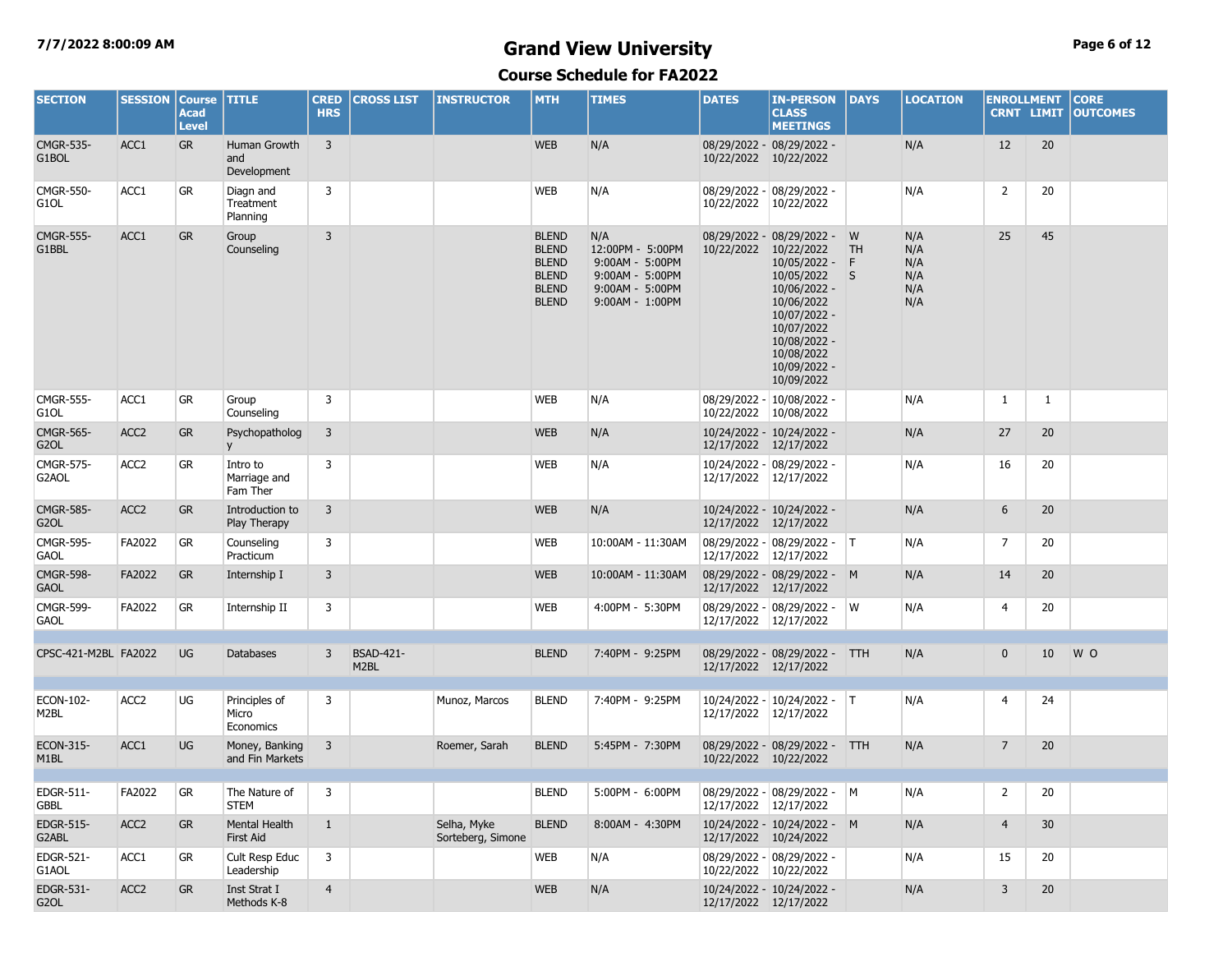# Grand View University

## Course Schedule for FA2022

| SECTION | SESSION | Course Acad Level | TITLE | CRED HRS | CROSS LIST | INSTRUCTOR | MTH | TIMES | DATES | IN-PERSON CLASS MEETINGS | DAYS | LOCATION | ENROLLMENT CRNT | LIMIT | CORE OUTCOMES |
|---|---|---|---|---|---|---|---|---|---|---|---|---|---|---|---|
| CMGR-535-G1BOL | ACC1 | GR | Human Growth and Development | 3 | | | WEB | N/A | 08/29/2022 - 10/22/2022 | 08/29/2022 - 10/22/2022 | | N/A | 12 | 20 | |
| CMGR-550-G1OL | ACC1 | GR | Diagn and Treatment Planning | 3 | | | WEB | N/A | 08/29/2022 - 10/22/2022 | 08/29/2022 - 10/22/2022 | | N/A | 2 | 20 | |
| CMGR-555-G1BBL | ACC1 | GR | Group Counseling | 3 | | | BLEND<br>BLEND<br>BLEND<br>BLEND<br>BLEND<br>BLEND | N/A<br>12:00PM - 5:00PM<br>9:00AM - 5:00PM<br>9:00AM - 5:00PM<br>9:00AM - 5:00PM<br>9:00AM - 1:00PM | 08/29/2022 - 10/22/2022 | 08/29/2022 - 10/22/2022<br>10/05/2022 - 10/05/2022<br>10/06/2022 - 10/06/2022<br>10/07/2022 - 10/07/2022<br>10/08/2022 - 10/08/2022<br>10/09/2022 - 10/09/2022 | W<br>TH<br>F<br>S | N/A<br>N/A<br>N/A<br>N/A<br>N/A<br>N/A | 25 | 45 | |
| CMGR-555-G1OL | ACC1 | GR | Group Counseling | 3 | | | WEB | N/A | 08/29/2022 - 10/22/2022 | 10/08/2022 - 10/08/2022 | | N/A | 1 | 1 | |
| CMGR-565-G2OL | ACC2 | GR | Psychopathology | 3 | | | WEB | N/A | 10/24/2022 - 12/17/2022 | 10/24/2022 - 12/17/2022 | | N/A | 27 | 20 | |
| CMGR-575-G2AOL | ACC2 | GR | Intro to Marriage and Fam Ther | 3 | | | WEB | N/A | 10/24/2022 - 12/17/2022 | 08/29/2022 - 12/17/2022 | | N/A | 16 | 20 | |
| CMGR-585-G2OL | ACC2 | GR | Introduction to Play Therapy | 3 | | | WEB | N/A | 10/24/2022 - 12/17/2022 | 10/24/2022 - 12/17/2022 | | N/A | 6 | 20 | |
| CMGR-595-GAOL | FA2022 | GR | Counseling Practicum | 3 | | | WEB | 10:00AM - 11:30AM | 08/29/2022 - 12/17/2022 | 08/29/2022 - 12/17/2022 | T | N/A | 7 | 20 | |
| CMGR-598-GAOL | FA2022 | GR | Internship I | 3 | | | WEB | 10:00AM - 11:30AM | 08/29/2022 - 12/17/2022 | 08/29/2022 - 12/17/2022 | M | N/A | 14 | 20 | |
| CMGR-599-GAOL | FA2022 | GR | Internship II | 3 | | | WEB | 4:00PM - 5:30PM | 08/29/2022 - 12/17/2022 | 08/29/2022 - 12/17/2022 | W | N/A | 4 | 20 | |
| CPSC-421-M2BL | FA2022 | UG | Databases | 3 | BSAD-421-M2BL | | BLEND | 7:40PM - 9:25PM | 08/29/2022 - 12/17/2022 | 08/29/2022 - 12/17/2022 | TTH | N/A | 0 | 10 | W O |
| ECON-102-M2BL | ACC2 | UG | Principles of Micro Economics | 3 | | Munoz, Marcos | BLEND | 7:40PM - 9:25PM | 10/24/2022 - 12/17/2022 | 10/24/2022 - 12/17/2022 | T | N/A | 4 | 24 | |
| ECON-315-M1BL | ACC1 | UG | Money, Banking and Fin Markets | 3 | | Roemer, Sarah | BLEND | 5:45PM - 7:30PM | 08/29/2022 - 10/22/2022 | 08/29/2022 - 10/22/2022 | TTH | N/A | 7 | 20 | |
| EDGR-511-GBBL | FA2022 | GR | The Nature of STEM | 3 | | | BLEND | 5:00PM - 6:00PM | 08/29/2022 - 12/17/2022 | 08/29/2022 - 12/17/2022 | M | N/A | 2 | 20 | |
| EDGR-515-G2ABL | ACC2 | GR | Mental Health First Aid | 1 | | Selha, Myke<br>Sorteberg, Simone | BLEND | 8:00AM - 4:30PM | 10/24/2022 - 12/17/2022 | 10/24/2022 - 10/24/2022 | M | N/A | 4 | 30 | |
| EDGR-521-G1AOL | ACC1 | GR | Cult Resp Educ Leadership | 3 | | | WEB | N/A | 08/29/2022 - 10/22/2022 | 08/29/2022 - 10/22/2022 | | N/A | 15 | 20 | |
| EDGR-531-G2OL | ACC2 | GR | Inst Strat I Methods K-8 | 4 | | | WEB | N/A | 10/24/2022 - 12/17/2022 | 10/24/2022 - 12/17/2022 | | N/A | 3 | 20 | |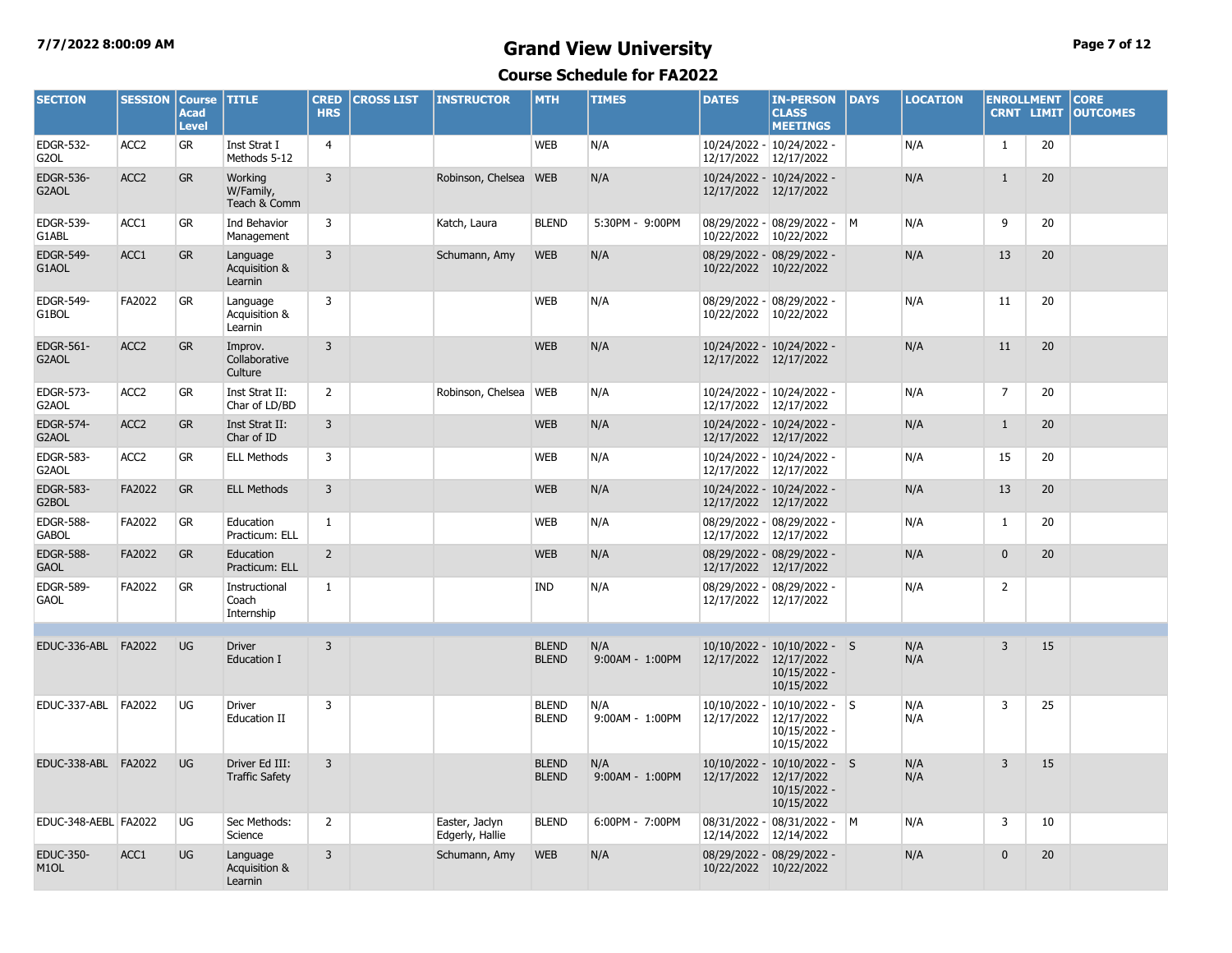# Grand View University

## Course Schedule for FA2022

7/7/2022 8:00:09 AM

| SECTION | SESSION | Course Acad Level | TITLE | CRED HRS | CROSS LIST | INSTRUCTOR | MTH | TIMES | DATES | IN-PERSON CLASS MEETINGS | DAYS | LOCATION | ENROLLMENT CRNT | LIMIT | CORE OUTCOMES |
|---|---|---|---|---|---|---|---|---|---|---|---|---|---|---|---|
| EDGR-532-G2OL | ACC2 | GR | Inst Strat I Methods 5-12 | 4 | | | WEB | N/A | 10/24/2022 - 12/17/2022 | 10/24/2022 - 12/17/2022 | | N/A | 1 | 20 | |
| EDGR-536-G2AOL | ACC2 | GR | Working W/Family, Teach & Comm | 3 | | Robinson, Chelsea | WEB | N/A | 10/24/2022 - 12/17/2022 | 10/24/2022 - 12/17/2022 | | N/A | 1 | 20 | |
| EDGR-539-G1ABL | ACC1 | GR | Ind Behavior Management | 3 | | Katch, Laura | BLEND | 5:30PM - 9:00PM | 08/29/2022 - 10/22/2022 | 08/29/2022 - 10/22/2022 | M | N/A | 9 | 20 | |
| EDGR-549-G1AOL | ACC1 | GR | Language Acquisition & Learnin | 3 | | Schumann, Amy | WEB | N/A | 08/29/2022 - 10/22/2022 | 08/29/2022 - 10/22/2022 | | N/A | 13 | 20 | |
| EDGR-549-G1BOL | FA2022 | GR | Language Acquisition & Learnin | 3 | | | WEB | N/A | 08/29/2022 - 10/22/2022 | 08/29/2022 - 10/22/2022 | | N/A | 11 | 20 | |
| EDGR-561-G2AOL | ACC2 | GR | Improv. Collaborative Culture | 3 | | | WEB | N/A | 10/24/2022 - 12/17/2022 | 10/24/2022 - 12/17/2022 | | N/A | 11 | 20 | |
| EDGR-573-G2AOL | ACC2 | GR | Inst Strat II: Char of LD/BD | 2 | | Robinson, Chelsea | WEB | N/A | 10/24/2022 - 12/17/2022 | 10/24/2022 - 12/17/2022 | | N/A | 7 | 20 | |
| EDGR-574-G2AOL | ACC2 | GR | Inst Strat II: Char of ID | 3 | | | WEB | N/A | 10/24/2022 - 12/17/2022 | 10/24/2022 - 12/17/2022 | | N/A | 1 | 20 | |
| EDGR-583-G2AOL | ACC2 | GR | ELL Methods | 3 | | | WEB | N/A | 10/24/2022 - 12/17/2022 | 10/24/2022 - 12/17/2022 | | N/A | 15 | 20 | |
| EDGR-583-G2BOL | FA2022 | GR | ELL Methods | 3 | | | WEB | N/A | 10/24/2022 - 12/17/2022 | 10/24/2022 - 12/17/2022 | | N/A | 13 | 20 | |
| EDGR-588-GABOL | FA2022 | GR | Education Practicum: ELL | 1 | | | WEB | N/A | 08/29/2022 - 12/17/2022 | 08/29/2022 - 12/17/2022 | | N/A | 1 | 20 | |
| EDGR-588-GAOL | FA2022 | GR | Education Practicum: ELL | 2 | | | WEB | N/A | 08/29/2022 - 12/17/2022 | 08/29/2022 - 12/17/2022 | | N/A | 0 | 20 | |
| EDGR-589-GAOL | FA2022 | GR | Instructional Coach Internship | 1 | | | IND | N/A | 08/29/2022 - 12/17/2022 | 08/29/2022 - 12/17/2022 | | N/A | 2 | | |
| | | | | | | | | | | | | | | | |
| EDUC-336-ABL | FA2022 | UG | Driver Education I | 3 | | | BLEND<br>BLEND | N/A<br>9:00AM - 1:00PM | 10/10/2022 - 12/17/2022 | 10/10/2022 - 12/17/2022<br>10/15/2022 - 10/15/2022 | S | N/A<br>N/A | 3 | 15 | |
| EDUC-337-ABL | FA2022 | UG | Driver Education II | 3 | | | BLEND<br>BLEND | N/A<br>9:00AM - 1:00PM | 10/10/2022 - 12/17/2022 | 10/10/2022 - 12/17/2022<br>10/15/2022 - 10/15/2022 | S | N/A<br>N/A | 3 | 25 | |
| EDUC-338-ABL | FA2022 | UG | Driver Ed III: Traffic Safety | 3 | | | BLEND<br>BLEND | N/A<br>9:00AM - 1:00PM | 10/10/2022 - 12/17/2022 | 10/10/2022 - 12/17/2022<br>10/15/2022 - 10/15/2022 | S | N/A<br>N/A | 3 | 15 | |
| EDUC-348-AEBL | FA2022 | UG | Sec Methods: Science | 2 | | Easter, Jaclyn<br>Edgerly, Hallie | BLEND | 6:00PM - 7:00PM | 08/31/2022 - 12/14/2022 | 08/31/2022 - 12/14/2022 | M | N/A | 3 | 10 | |
| EDUC-350-M1OL | ACC1 | UG | Language Acquisition & Learnin | 3 | | Schumann, Amy | WEB | N/A | 08/29/2022 - 10/22/2022 | 08/29/2022 - 10/22/2022 | | N/A | 0 | 20 | |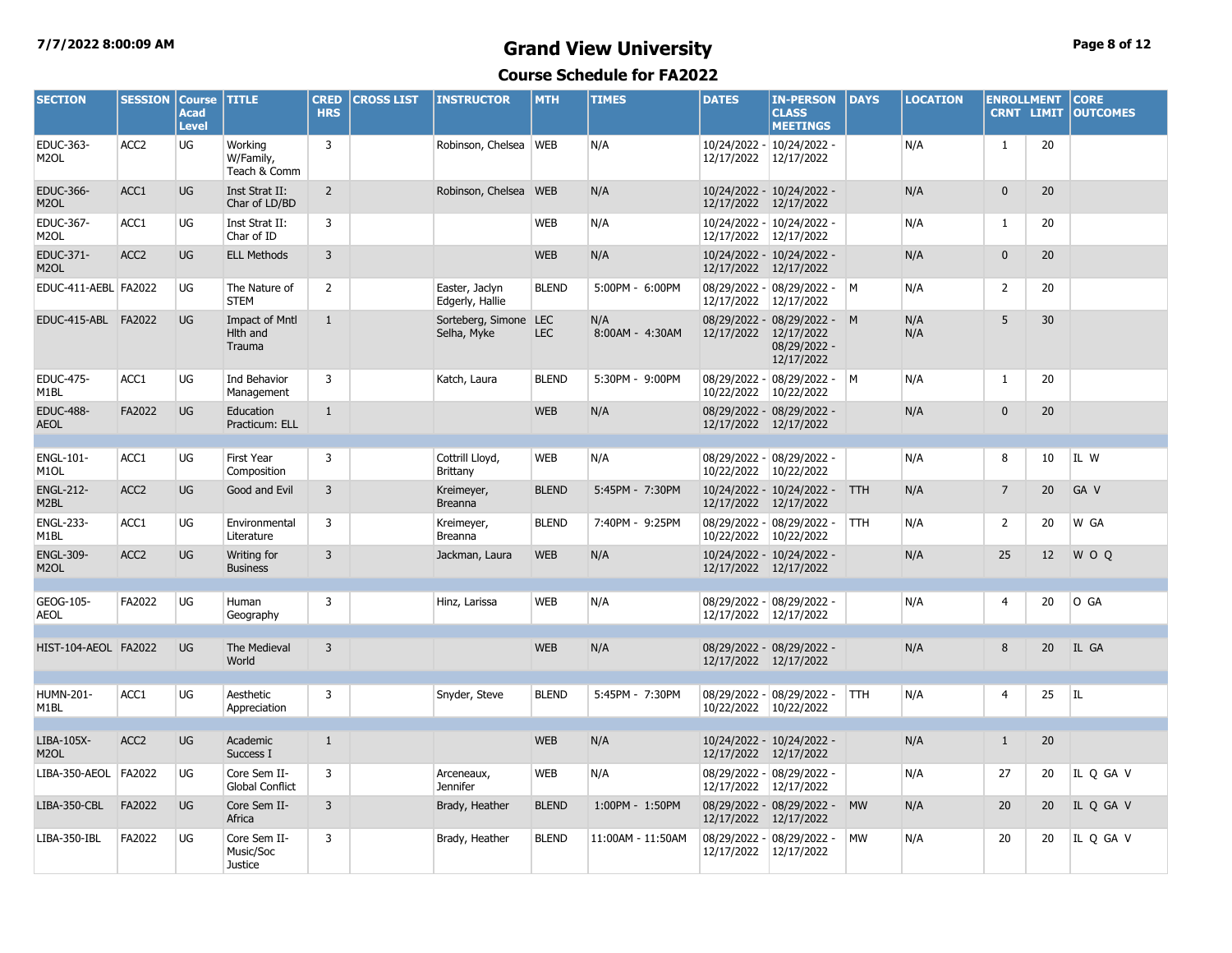# Grand View University

## Course Schedule for FA2022

7/7/2022 8:00:09 AM

| SECTION | SESSION | Course Acad Level | TITLE | CRED HRS | CROSS LIST | INSTRUCTOR | MTH | TIMES | DATES | IN-PERSON CLASS MEETINGS | DAYS | LOCATION | ENROLLMENT CRNT | ENROLLMENT LIMIT | CORE OUTCOMES |
|---|---|---|---|---|---|---|---|---|---|---|---|---|---|---|---|
| EDUC-363-M2OL | ACC2 | UG | Working W/Family, Teach & Comm | 3 | | Robinson, Chelsea | WEB | N/A | 10/24/2022 - 12/17/2022 | 10/24/2022 - 12/17/2022 | | N/A | 1 | 20 | |
| EDUC-366-M2OL | ACC1 | UG | Inst Strat II: Char of LD/BD | 2 | | Robinson, Chelsea | WEB | N/A | 10/24/2022 - 12/17/2022 | 10/24/2022 - 12/17/2022 | | N/A | 0 | 20 | |
| EDUC-367-M2OL | ACC1 | UG | Inst Strat II: Char of ID | 3 | | | WEB | N/A | 10/24/2022 - 12/17/2022 | 10/24/2022 - 12/17/2022 | | N/A | 1 | 20 | |
| EDUC-371-M2OL | ACC2 | UG | ELL Methods | 3 | | | WEB | N/A | 10/24/2022 - 12/17/2022 | 10/24/2022 - 12/17/2022 | | N/A | 0 | 20 | |
| EDUC-411-AEBL | FA2022 | UG | The Nature of STEM | 2 | | Easter, Jaclyn Edgerly, Hallie | BLEND | 5:00PM - 6:00PM | 08/29/2022 - 12/17/2022 | 08/29/2022 - 12/17/2022 | M | N/A | 2 | 20 | |
| EDUC-415-ABL | FA2022 | UG | Impact of Mntl Hlth and Trauma | 1 | | Sorteberg, Simone Selha, Myke | LEC LEC | N/A 8:00AM - 4:30AM | 08/29/2022 - 12/17/2022 | 08/29/2022 - 12/17/2022 08/29/2022 - 12/17/2022 | M | N/A N/A | 5 | 30 | |
| EDUC-475-M1BL | ACC1 | UG | Ind Behavior Management | 3 | | Katch, Laura | BLEND | 5:30PM - 9:00PM | 08/29/2022 - 10/22/2022 | 08/29/2022 - 10/22/2022 | M | N/A | 1 | 20 | |
| EDUC-488-AEOL | FA2022 | UG | Education Practicum: ELL | 1 | | | WEB | N/A | 08/29/2022 - 12/17/2022 | 08/29/2022 - 12/17/2022 | | N/A | 0 | 20 | |
| | | | | | | | | | | | | | | | |
| ENGL-101-M1OL | ACC1 | UG | First Year Composition | 3 | | Cottrill Lloyd, Brittany | WEB | N/A | 08/29/2022 - 10/22/2022 | 08/29/2022 - 10/22/2022 | | N/A | 8 | 10 | IL W |
| ENGL-212-M2BL | ACC2 | UG | Good and Evil | 3 | | Kreimeyer, Breanna | BLEND | 5:45PM - 7:30PM | 10/24/2022 - 12/17/2022 | 10/24/2022 - 12/17/2022 | TTH | N/A | 7 | 20 | GA V |
| ENGL-233-M1BL | ACC1 | UG | Environmental Literature | 3 | | Kreimeyer, Breanna | BLEND | 7:40PM - 9:25PM | 08/29/2022 - 10/22/2022 | 08/29/2022 - 10/22/2022 | TTH | N/A | 2 | 20 | W GA |
| ENGL-309-M2OL | ACC2 | UG | Writing for Business | 3 | | Jackman, Laura | WEB | N/A | 10/24/2022 - 12/17/2022 | 10/24/2022 - 12/17/2022 | | N/A | 25 | 12 | W O Q |
| | | | | | | | | | | | | | | | |
| GEOG-105-AEOL | FA2022 | UG | Human Geography | 3 | | Hinz, Larissa | WEB | N/A | 08/29/2022 - 12/17/2022 | 08/29/2022 - 12/17/2022 | | N/A | 4 | 20 | O GA |
| | | | | | | | | | | | | | | | |
| HIST-104-AEOL | FA2022 | UG | The Medieval World | 3 | | | WEB | N/A | 08/29/2022 - 12/17/2022 | 08/29/2022 - 12/17/2022 | | N/A | 8 | 20 | IL GA |
| | | | | | | | | | | | | | | | |
| HUMN-201-M1BL | ACC1 | UG | Aesthetic Appreciation | 3 | | Snyder, Steve | BLEND | 5:45PM - 7:30PM | 08/29/2022 - 10/22/2022 | 08/29/2022 - 10/22/2022 | TTH | N/A | 4 | 25 | IL |
| | | | | | | | | | | | | | | | |
| LIBA-105X-M2OL | ACC2 | UG | Academic Success I | 1 | | | WEB | N/A | 10/24/2022 - 12/17/2022 | 10/24/2022 - 12/17/2022 | | N/A | 1 | 20 | |
| LIBA-350-AEOL | FA2022 | UG | Core Sem II-Global Conflict | 3 | | Arceneaux, Jennifer | WEB | N/A | 08/29/2022 - 12/17/2022 | 08/29/2022 - 12/17/2022 | | N/A | 27 | 20 | IL Q GA V |
| LIBA-350-CBL | FA2022 | UG | Core Sem II-Africa | 3 | | Brady, Heather | BLEND | 1:00PM - 1:50PM | 08/29/2022 - 12/17/2022 | 08/29/2022 - 12/17/2022 | MW | N/A | 20 | 20 | IL Q GA V |
| LIBA-350-IBL | FA2022 | UG | Core Sem II-Music/Soc Justice | 3 | | Brady, Heather | BLEND | 11:00AM - 11:50AM | 08/29/2022 - 12/17/2022 | 08/29/2022 - 12/17/2022 | MW | N/A | 20 | 20 | IL Q GA V |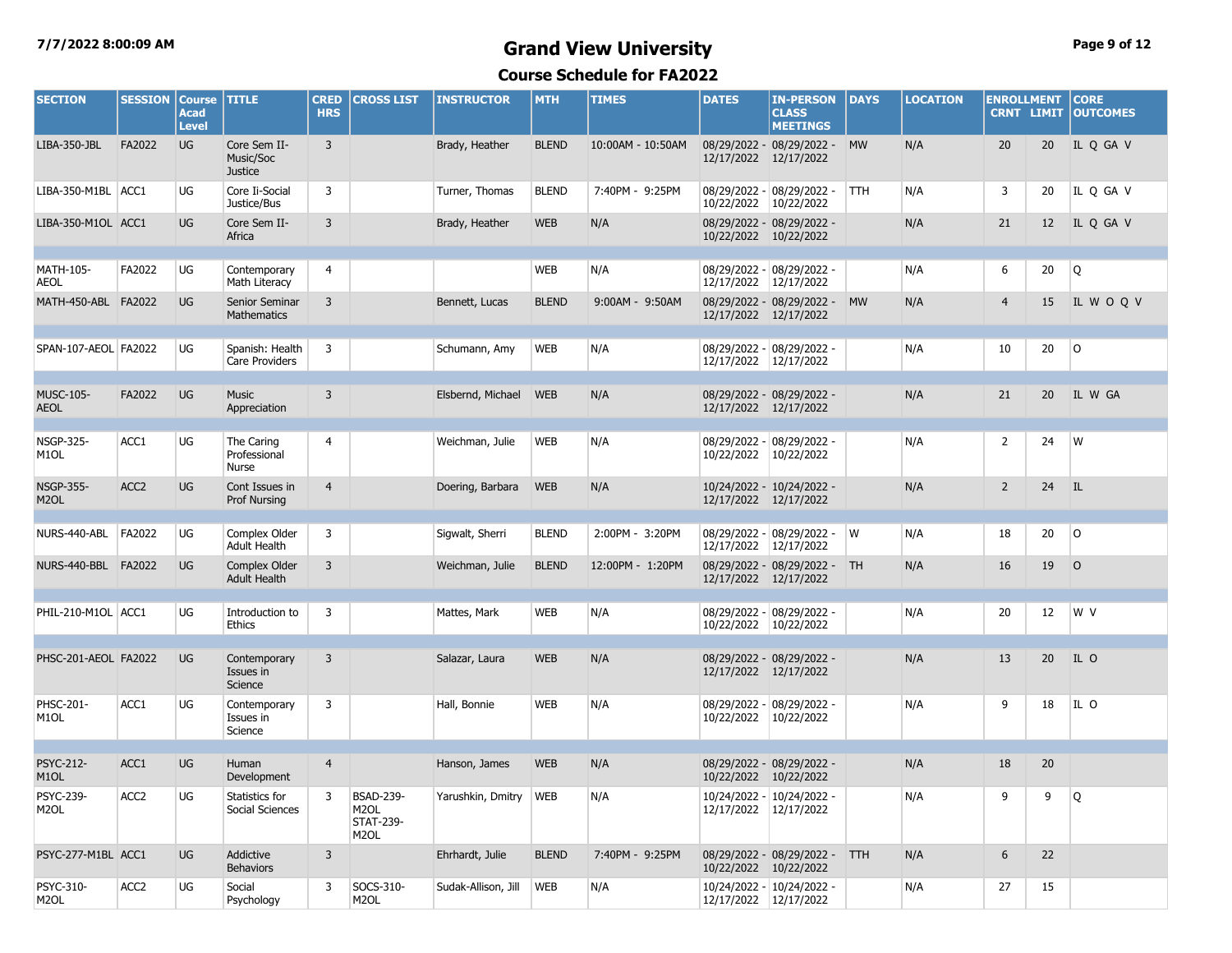# Grand View University

## Course Schedule for FA2022

| SECTION | SESSION | Course Acad Level | TITLE | CRED HRS | CROSS LIST | INSTRUCTOR | MTH | TIMES | DATES | IN-PERSON CLASS MEETINGS | DAYS | LOCATION | ENROLLMENT CRNT | ENROLLMENT LIMIT | CORE OUTCOMES |
|---|---|---|---|---|---|---|---|---|---|---|---|---|---|---|---|
| LIBA-350-JBL | FA2022 | UG | Core Sem II-Music/Soc Justice | 3 | | Brady, Heather | BLEND | 10:00AM - 10:50AM | 08/29/2022 - 12/17/2022 | 08/29/2022 - 12/17/2022 | MW | N/A | 20 | 20 | IL Q GA V |
| LIBA-350-M1BL | ACC1 | UG | Core Ii-Social Justice/Bus | 3 | | Turner, Thomas | BLEND | 7:40PM - 9:25PM | 08/29/2022 - 10/22/2022 | 08/29/2022 - 10/22/2022 | TTH | N/A | 3 | 20 | IL Q GA V |
| LIBA-350-M1OL | ACC1 | UG | Core Sem II-Africa | 3 | | Brady, Heather | WEB | N/A | 08/29/2022 - 10/22/2022 | 08/29/2022 - 10/22/2022 | | N/A | 21 | 12 | IL Q GA V |
| MATH-105-AEOL | FA2022 | UG | Contemporary Math Literacy | 4 | | | WEB | N/A | 08/29/2022 - 12/17/2022 | 08/29/2022 - 12/17/2022 | | N/A | 6 | 20 | Q |
| MATH-450-ABL | FA2022 | UG | Senior Seminar Mathematics | 3 | | Bennett, Lucas | BLEND | 9:00AM - 9:50AM | 08/29/2022 - 12/17/2022 | 08/29/2022 - 12/17/2022 | MW | N/A | 4 | 15 | IL W O Q V |
| SPAN-107-AEOL | FA2022 | UG | Spanish: Health Care Providers | 3 | | Schumann, Amy | WEB | N/A | 08/29/2022 - 12/17/2022 | 08/29/2022 - 12/17/2022 | | N/A | 10 | 20 | O |
| MUSC-105-AEOL | FA2022 | UG | Music Appreciation | 3 | | Elsbernd, Michael | WEB | N/A | 08/29/2022 - 12/17/2022 | 08/29/2022 - 12/17/2022 | | N/A | 21 | 20 | IL W GA |
| NSGP-325-M1OL | ACC1 | UG | The Caring Professional Nurse | 4 | | Weichman, Julie | WEB | N/A | 08/29/2022 - 10/22/2022 | 08/29/2022 - 10/22/2022 | | N/A | 2 | 24 | W |
| NSGP-355-M2OL | ACC2 | UG | Cont Issues in Prof Nursing | 4 | | Doering, Barbara | WEB | N/A | 10/24/2022 - 12/17/2022 | 10/24/2022 - 12/17/2022 | | N/A | 2 | 24 | IL |
| NURS-440-ABL | FA2022 | UG | Complex Older Adult Health | 3 | | Sigwalt, Sherri | BLEND | 2:00PM - 3:20PM | 08/29/2022 - 12/17/2022 | 08/29/2022 - 12/17/2022 | W | N/A | 18 | 20 | O |
| NURS-440-BBL | FA2022 | UG | Complex Older Adult Health | 3 | | Weichman, Julie | BLEND | 12:00PM - 1:20PM | 08/29/2022 - 12/17/2022 | 08/29/2022 - 12/17/2022 | TH | N/A | 16 | 19 | O |
| PHIL-210-M1OL | ACC1 | UG | Introduction to Ethics | 3 | | Mattes, Mark | WEB | N/A | 08/29/2022 - 10/22/2022 | 08/29/2022 - 10/22/2022 | | N/A | 20 | 12 | W V |
| PHSC-201-AEOL | FA2022 | UG | Contemporary Issues in Science | 3 | | Salazar, Laura | WEB | N/A | 08/29/2022 - 12/17/2022 | 08/29/2022 - 12/17/2022 | | N/A | 13 | 20 | IL O |
| PHSC-201-M1OL | ACC1 | UG | Contemporary Issues in Science | 3 | | Hall, Bonnie | WEB | N/A | 08/29/2022 - 10/22/2022 | 08/29/2022 - 10/22/2022 | | N/A | 9 | 18 | IL O |
| PSYC-212-M1OL | ACC1 | UG | Human Development | 4 | | Hanson, James | WEB | N/A | 08/29/2022 - 10/22/2022 | 08/29/2022 - 10/22/2022 | | N/A | 18 | 20 | |
| PSYC-239-M2OL | ACC2 | UG | Statistics for Social Sciences | 3 | BSAD-239-M2OL STAT-239-M2OL | Yarushkin, Dmitry | WEB | N/A | 10/24/2022 - 12/17/2022 | 10/24/2022 - 12/17/2022 | | N/A | 9 | 9 | Q |
| PSYC-277-M1BL | ACC1 | UG | Addictive Behaviors | 3 | | Ehrhardt, Julie | BLEND | 7:40PM - 9:25PM | 08/29/2022 - 10/22/2022 | 08/29/2022 - 10/22/2022 | TTH | N/A | 6 | 22 | |
| PSYC-310-M2OL | ACC2 | UG | Social Psychology | 3 | SOCS-310-M2OL | Sudak-Allison, Jill | WEB | N/A | 10/24/2022 - 12/17/2022 | 10/24/2022 - 12/17/2022 | | N/A | 27 | 15 | |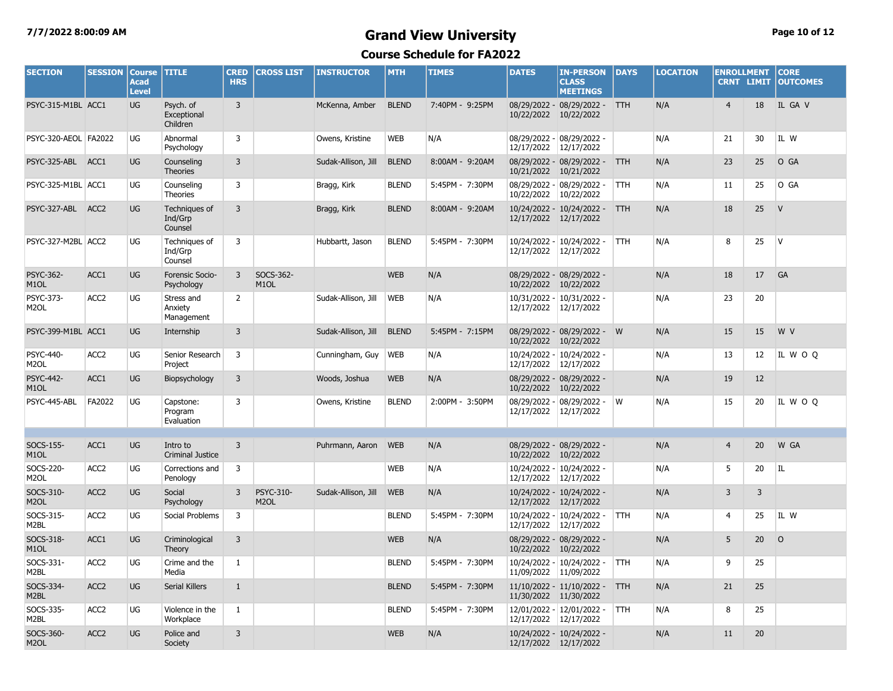# Grand View University

## Course Schedule for FA2022

| SECTION | SESSION | Course Acad Level | TITLE | CRED HRS | CROSS LIST | INSTRUCTOR | MTH | TIMES | DATES | IN-PERSON CLASS MEETINGS | DAYS | LOCATION | ENROLLMENT CRNT | LIMIT | CORE OUTCOMES |
|---|---|---|---|---|---|---|---|---|---|---|---|---|---|---|---|
| PSYC-315-M1BL | ACC1 | UG | Psych. of Exceptional Children | 3 | | McKenna, Amber | BLEND | 7:40PM - 9:25PM | 08/29/2022 - 10/22/2022 | 08/29/2022 - 10/22/2022 | TTH | N/A | 4 | 18 | IL GA V |
| PSYC-320-AEOL | FA2022 | UG | Abnormal Psychology | 3 | | Owens, Kristine | WEB | N/A | 08/29/2022 - 12/17/2022 | 08/29/2022 - 12/17/2022 | | N/A | 21 | 30 | IL W |
| PSYC-325-ABL | ACC1 | UG | Counseling Theories | 3 | | Sudak-Allison, Jill | BLEND | 8:00AM - 9:20AM | 08/29/2022 - 10/21/2022 | 08/29/2022 - 10/21/2022 | TTH | N/A | 23 | 25 | O GA |
| PSYC-325-M1BL | ACC1 | UG | Counseling Theories | 3 | | Bragg, Kirk | BLEND | 5:45PM - 7:30PM | 08/29/2022 - 10/22/2022 | 08/29/2022 - 10/22/2022 | TTH | N/A | 11 | 25 | O GA |
| PSYC-327-ABL | ACC2 | UG | Techniques of Ind/Grp Counsel | 3 | | Bragg, Kirk | BLEND | 8:00AM - 9:20AM | 10/24/2022 - 12/17/2022 | 10/24/2022 - 12/17/2022 | TTH | N/A | 18 | 25 | V |
| PSYC-327-M2BL | ACC2 | UG | Techniques of Ind/Grp Counsel | 3 | | Hubbartt, Jason | BLEND | 5:45PM - 7:30PM | 10/24/2022 - 12/17/2022 | 10/24/2022 - 12/17/2022 | TTH | N/A | 8 | 25 | V |
| PSYC-362-M1OL | ACC1 | UG | Forensic Socio-Psychology | 3 | SOCS-362-M1OL | | WEB | N/A | 08/29/2022 - 10/22/2022 | 08/29/2022 - 10/22/2022 | | N/A | 18 | 17 | GA |
| PSYC-373-M2OL | ACC2 | UG | Stress and Anxiety Management | 2 | | Sudak-Allison, Jill | WEB | N/A | 10/31/2022 - 12/17/2022 | 10/31/2022 - 12/17/2022 | | N/A | 23 | 20 | |
| PSYC-399-M1BL | ACC1 | UG | Internship | 3 | | Sudak-Allison, Jill | BLEND | 5:45PM - 7:15PM | 08/29/2022 - 10/22/2022 | 08/29/2022 - 10/22/2022 | W | N/A | 15 | 15 | W V |
| PSYC-440-M2OL | ACC2 | UG | Senior Research Project | 3 | | Cunningham, Guy | WEB | N/A | 10/24/2022 - 12/17/2022 | 10/24/2022 - 12/17/2022 | | N/A | 13 | 12 | IL W O Q |
| PSYC-442-M1OL | ACC1 | UG | Biopsychology | 3 | | Woods, Joshua | WEB | N/A | 08/29/2022 - 10/22/2022 | 08/29/2022 - 10/22/2022 | | N/A | 19 | 12 | |
| PSYC-445-ABL | FA2022 | UG | Capstone: Program Evaluation | 3 | | Owens, Kristine | BLEND | 2:00PM - 3:50PM | 08/29/2022 - 12/17/2022 | 08/29/2022 - 12/17/2022 | W | N/A | 15 | 20 | IL W O Q |
| | | | | | | | | | | | | | | | |
| SOCS-155-M1OL | ACC1 | UG | Intro to Criminal Justice | 3 | | Puhrmann, Aaron | WEB | N/A | 08/29/2022 - 10/22/2022 | 08/29/2022 - 10/22/2022 | | N/A | 4 | 20 | W GA |
| SOCS-220-M2OL | ACC2 | UG | Corrections and Penology | 3 | | | WEB | N/A | 10/24/2022 - 12/17/2022 | 10/24/2022 - 12/17/2022 | | N/A | 5 | 20 | IL |
| SOCS-310-M2OL | ACC2 | UG | Social Psychology | 3 | PSYC-310-M2OL | Sudak-Allison, Jill | WEB | N/A | 10/24/2022 - 12/17/2022 | 10/24/2022 - 12/17/2022 | | N/A | 3 | 3 | |
| SOCS-315-M2BL | ACC2 | UG | Social Problems | 3 | | | BLEND | 5:45PM - 7:30PM | 10/24/2022 - 12/17/2022 | 10/24/2022 - 12/17/2022 | TTH | N/A | 4 | 25 | IL W |
| SOCS-318-M1OL | ACC1 | UG | Criminological Theory | 3 | | | WEB | N/A | 08/29/2022 - 10/22/2022 | 08/29/2022 - 10/22/2022 | | N/A | 5 | 20 | O |
| SOCS-331-M2BL | ACC2 | UG | Crime and the Media | 1 | | | BLEND | 5:45PM - 7:30PM | 10/24/2022 - 11/09/2022 | 10/24/2022 - 11/09/2022 | TTH | N/A | 9 | 25 | |
| SOCS-334-M2BL | ACC2 | UG | Serial Killers | 1 | | | BLEND | 5:45PM - 7:30PM | 11/10/2022 - 11/30/2022 | 11/10/2022 - 11/30/2022 | TTH | N/A | 21 | 25 | |
| SOCS-335-M2BL | ACC2 | UG | Violence in the Workplace | 1 | | | BLEND | 5:45PM - 7:30PM | 12/01/2022 - 12/17/2022 | 12/01/2022 - 12/17/2022 | TTH | N/A | 8 | 25 | |
| SOCS-360-M2OL | ACC2 | UG | Police and Society | 3 | | | WEB | N/A | 10/24/2022 - 12/17/2022 | 10/24/2022 - 12/17/2022 | | N/A | 11 | 20 | |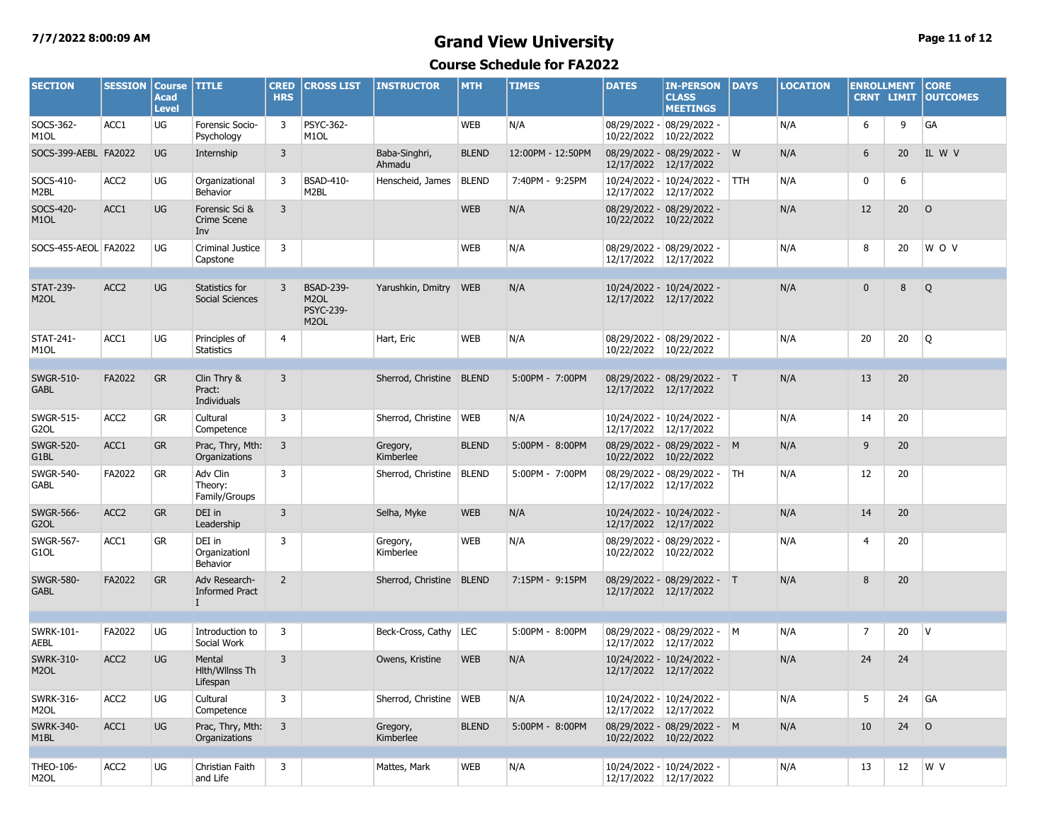# Grand View University

## Course Schedule for FA2022

| SECTION | SESSION | Course Acad Level | TITLE | CRED HRS | CROSS LIST | INSTRUCTOR | MTH | TIMES | DATES | IN-PERSON CLASS MEETINGS | DAYS | LOCATION | ENROLLMENT CRNT | ENROLLMENT LIMIT | CORE OUTCOMES |
|---|---|---|---|---|---|---|---|---|---|---|---|---|---|---|---|
| SOCS-362-M1OL | ACC1 | UG | Forensic Socio-Psychology | 3 | PSYC-362-M1OL | | WEB | N/A | 08/29/2022 - 10/22/2022 | 08/29/2022 - 10/22/2022 | | N/A | 6 | 9 | GA |
| SOCS-399-AEBL | FA2022 | UG | Internship | 3 | | Baba-Singhri, Ahmadu | BLEND | 12:00PM - 12:50PM | 08/29/2022 - 12/17/2022 | 08/29/2022 - 12/17/2022 | W | N/A | 6 | 20 | IL W V |
| SOCS-410-M2BL | ACC2 | UG | Organizational Behavior | 3 | BSAD-410-M2BL | Henscheid, James | BLEND | 7:40PM - 9:25PM | 10/24/2022 - 12/17/2022 | 10/24/2022 - 12/17/2022 | TTH | N/A | 0 | 6 | |
| SOCS-420-M1OL | ACC1 | UG | Forensic Sci & Crime Scene Inv | 3 | | | WEB | N/A | 08/29/2022 - 10/22/2022 | 08/29/2022 - 10/22/2022 | | N/A | 12 | 20 | O |
| SOCS-455-AEOL | FA2022 | UG | Criminal Justice Capstone | 3 | | | WEB | N/A | 08/29/2022 - 12/17/2022 | 08/29/2022 - 12/17/2022 | | N/A | 8 | 20 | W O V |
| | | | | | | | | | | | | | | | |
| STAT-239-M2OL | ACC2 | UG | Statistics for Social Sciences | 3 | BSAD-239-M2OL PSYC-239-M2OL | Yarushkin, Dmitry | WEB | N/A | 10/24/2022 - 12/17/2022 | 10/24/2022 - 12/17/2022 | | N/A | 0 | 8 | Q |
| STAT-241-M1OL | ACC1 | UG | Principles of Statistics | 4 | | Hart, Eric | WEB | N/A | 08/29/2022 - 10/22/2022 | 08/29/2022 - 10/22/2022 | | N/A | 20 | 20 | Q |
| | | | | | | | | | | | | | | | |
| SWGR-510-GABL | FA2022 | GR | Clin Thry & Pract: Individuals | 3 | | Sherrod, Christine | BLEND | 5:00PM - 7:00PM | 08/29/2022 - 12/17/2022 | 08/29/2022 - 12/17/2022 | T | N/A | 13 | 20 | |
| SWGR-515-G2OL | ACC2 | GR | Cultural Competence | 3 | | Sherrod, Christine | WEB | N/A | 10/24/2022 - 12/17/2022 | 10/24/2022 - 12/17/2022 | | N/A | 14 | 20 | |
| SWGR-520-G1BL | ACC1 | GR | Prac, Thry, Mth: Organizations | 3 | | Gregory, Kimberlee | BLEND | 5:00PM - 8:00PM | 08/29/2022 - 10/22/2022 | 08/29/2022 - 10/22/2022 | M | N/A | 9 | 20 | |
| SWGR-540-GABL | FA2022 | GR | Adv Clin Theory: Family/Groups | 3 | | Sherrod, Christine | BLEND | 5:00PM - 7:00PM | 08/29/2022 - 12/17/2022 | 08/29/2022 - 12/17/2022 | TH | N/A | 12 | 20 | |
| SWGR-566-G2OL | ACC2 | GR | DEI in Leadership | 3 | | Selha, Myke | WEB | N/A | 10/24/2022 - 12/17/2022 | 10/24/2022 - 12/17/2022 | | N/A | 14 | 20 | |
| SWGR-567-G1OL | ACC1 | GR | DEI in Organizationl Behavior | 3 | | Gregory, Kimberlee | WEB | N/A | 08/29/2022 - 10/22/2022 | 08/29/2022 - 10/22/2022 | | N/A | 4 | 20 | |
| SWGR-580-GABL | FA2022 | GR | Adv Research-Informed Pract I | 2 | | Sherrod, Christine | BLEND | 7:15PM - 9:15PM | 08/29/2022 - 12/17/2022 | 08/29/2022 - 12/17/2022 | T | N/A | 8 | 20 | |
| | | | | | | | | | | | | | | | |
| SWRK-101-AEBL | FA2022 | UG | Introduction to Social Work | 3 | | Beck-Cross, Cathy | LEC | 5:00PM - 8:00PM | 08/29/2022 - 12/17/2022 | 08/29/2022 - 12/17/2022 | M | N/A | 7 | 20 | V |
| SWRK-310-M2OL | ACC2 | UG | Mental Hlth/Wllnss Th Lifespan | 3 | | Owens, Kristine | WEB | N/A | 10/24/2022 - 12/17/2022 | 10/24/2022 - 12/17/2022 | | N/A | 24 | 24 | |
| SWRK-316-M2OL | ACC2 | UG | Cultural Competence | 3 | | Sherrod, Christine | WEB | N/A | 10/24/2022 - 12/17/2022 | 10/24/2022 - 12/17/2022 | | N/A | 5 | 24 | GA |
| SWRK-340-M1BL | ACC1 | UG | Prac, Thry, Mth: Organizations | 3 | | Gregory, Kimberlee | BLEND | 5:00PM - 8:00PM | 08/29/2022 - 10/22/2022 | 08/29/2022 - 10/22/2022 | M | N/A | 10 | 24 | O |
| | | | | | | | | | | | | | | | |
| THEO-106-M2OL | ACC2 | UG | Christian Faith and Life | 3 | | Mattes, Mark | WEB | N/A | 10/24/2022 - 12/17/2022 | 10/24/2022 - 12/17/2022 | | N/A | 13 | 12 | W V |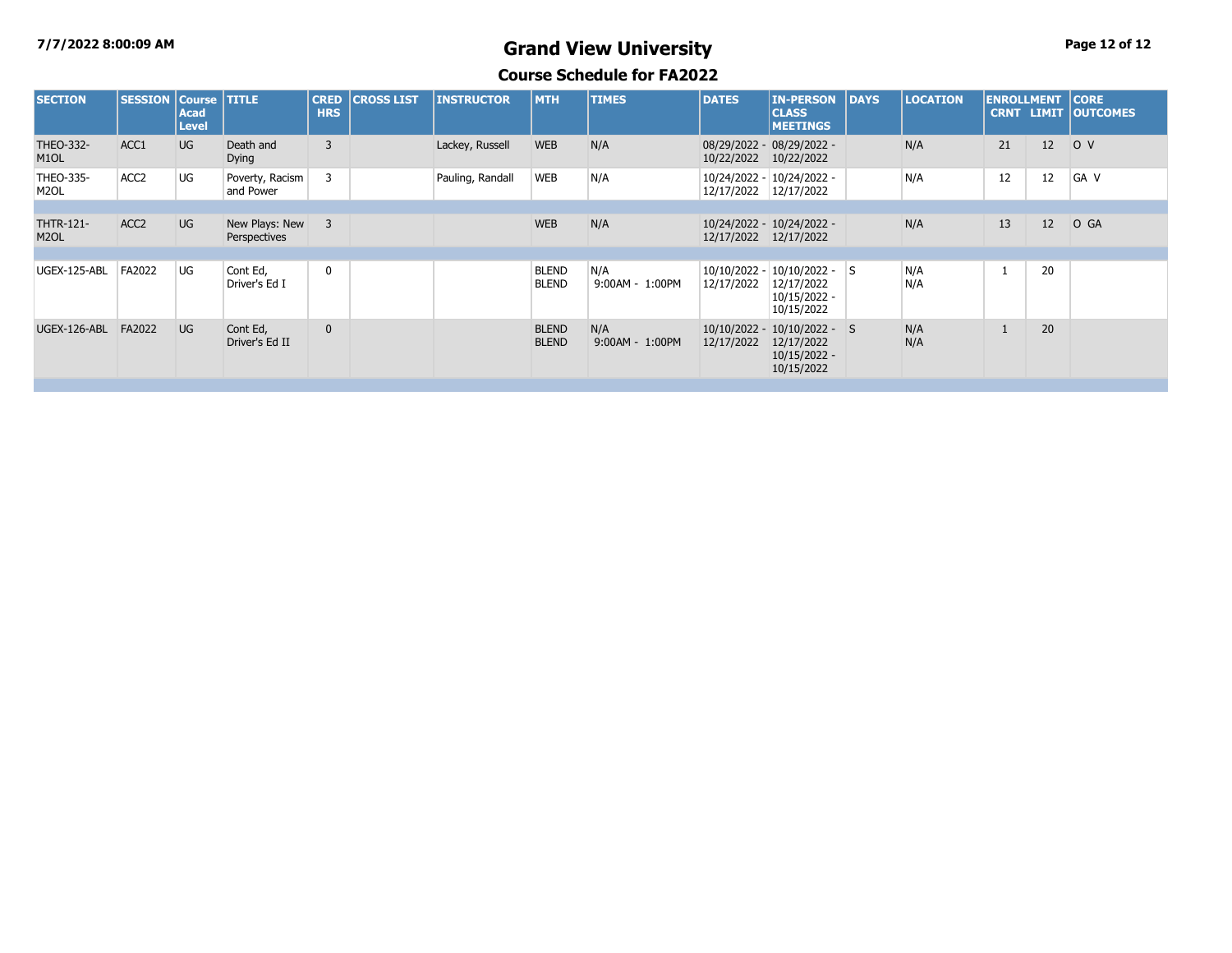# Grand View University

## Course Schedule for FA2022

| SECTION | SESSION | Course Acad Level | TITLE | CRED HRS | CROSS LIST | INSTRUCTOR | MTH | TIMES | DATES | IN-PERSON CLASS MEETINGS | DAYS | LOCATION | ENROLLMENT CRNT | ENROLLMENT LIMIT | CORE OUTCOMES |
|---|---|---|---|---|---|---|---|---|---|---|---|---|---|---|---|
| THEO-332-M1OL | ACC1 | UG | Death and Dying | 3 | | Lackey, Russell | WEB | N/A | 08/29/2022 - 10/22/2022 | 08/29/2022 - 10/22/2022 | | N/A | 21 | 12 | O V |
| THEO-335-M2OL | ACC2 | UG | Poverty, Racism and Power | 3 | | Pauling, Randall | WEB | N/A | 10/24/2022 - 12/17/2022 | 10/24/2022 - 12/17/2022 | | N/A | 12 | 12 | GA V |
| THTR-121-M2OL | ACC2 | UG | New Plays: New Perspectives | 3 | | | WEB | N/A | 10/24/2022 - 12/17/2022 | 10/24/2022 - 12/17/2022 | | N/A | 13 | 12 | O GA |
| UGEX-125-ABL | FA2022 | UG | Cont Ed, Driver's Ed I | 0 | | | BLEND BLEND | N/A 9:00AM - 1:00PM | 10/10/2022 - 12/17/2022 | 10/10/2022 - 12/17/2022 10/15/2022 - 10/15/2022 | S | N/A N/A | 1 | 20 | |
| UGEX-126-ABL | FA2022 | UG | Cont Ed, Driver's Ed II | 0 | | | BLEND BLEND | N/A 9:00AM - 1:00PM | 10/10/2022 - 12/17/2022 | 10/10/2022 - 12/17/2022 10/15/2022 - 10/15/2022 | S | N/A N/A | 1 | 20 | |